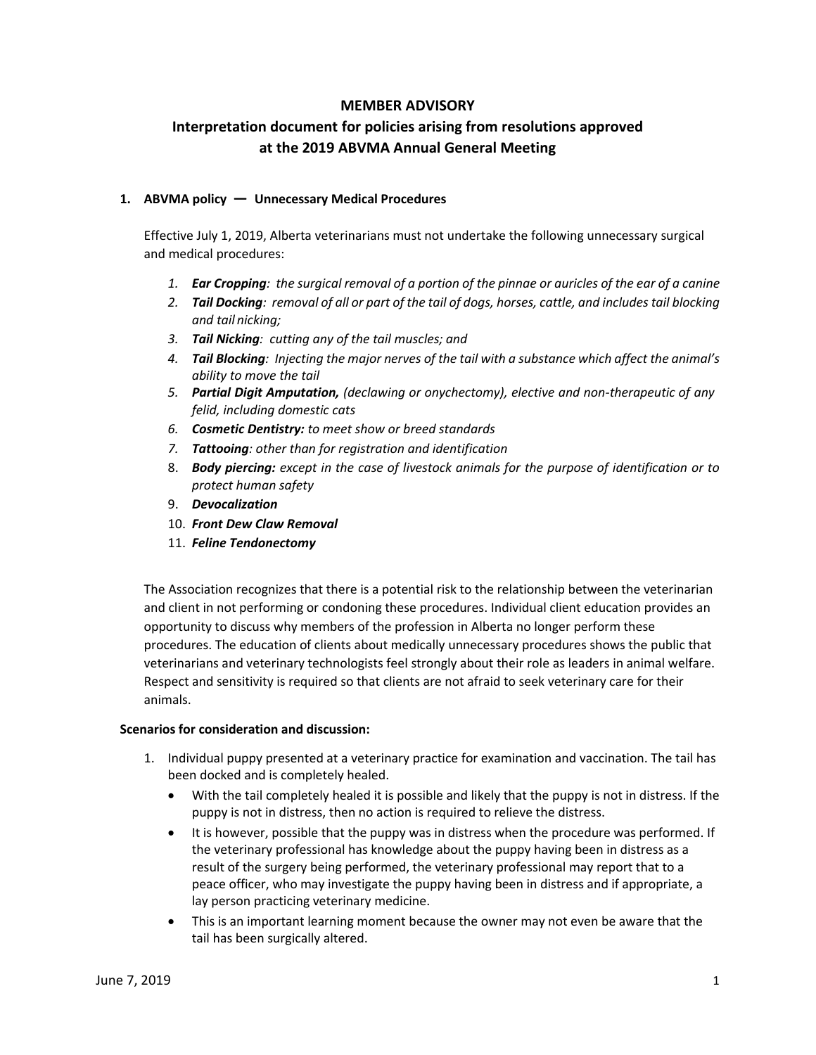# MEMBER ADVISORY

## Interpretation document for policies arising from resolutions approved at the 2019 ABVMA Annual General Meeting

### 1. ABVMA policy — Unnecessary Medical Procedures

Effective July 1, 2019, Alberta veterinarians must not undertake the following unnecessary surgical and medical procedures:

1. ***Ear Cropping****: the surgical removal of a portion of the pinnae or auricles of the ear of a canine*
2. ***Tail Docking****: removal of all or part of the tail of dogs, horses, cattle, and includes tail blocking and tail nicking;*
3. ***Tail Nicking****: cutting any of the tail muscles; and*
4. ***Tail Blocking****: Injecting the major nerves of the tail with a substance which affect the animal's ability to move the tail*
5. ***Partial Digit Amputation,*** *(declawing or onychectomy), elective and non-therapeutic of any felid, including domestic cats*
6. ***Cosmetic Dentistry:*** *to meet show or breed standards*
7. ***Tattooing****: other than for registration and identification*
8. ***Body piercing:*** *except in the case of livestock animals for the purpose of identification or to protect human safety*
9. ***Devocalization***
10. ***Front Dew Claw Removal***
11. ***Feline Tendonectomy***

The Association recognizes that there is a potential risk to the relationship between the veterinarian and client in not performing or condoning these procedures. Individual client education provides an opportunity to discuss why members of the profession in Alberta no longer perform these procedures. The education of clients about medically unnecessary procedures shows the public that veterinarians and veterinary technologists feel strongly about their role as leaders in animal welfare. Respect and sensitivity is required so that clients are not afraid to seek veterinary care for their animals.

**Scenarios for consideration and discussion:**

1. Individual puppy presented at a veterinary practice for examination and vaccination. The tail has been docked and is completely healed.
   - With the tail completely healed it is possible and likely that the puppy is not in distress. If the puppy is not in distress, then no action is required to relieve the distress.
   - It is however, possible that the puppy was in distress when the procedure was performed. If the veterinary professional has knowledge about the puppy having been in distress as a result of the surgery being performed, the veterinary professional may report that to a peace officer, who may investigate the puppy having been in distress and if appropriate, a lay person practicing veterinary medicine.
   - This is an important learning moment because the owner may not even be aware that the tail has been surgically altered.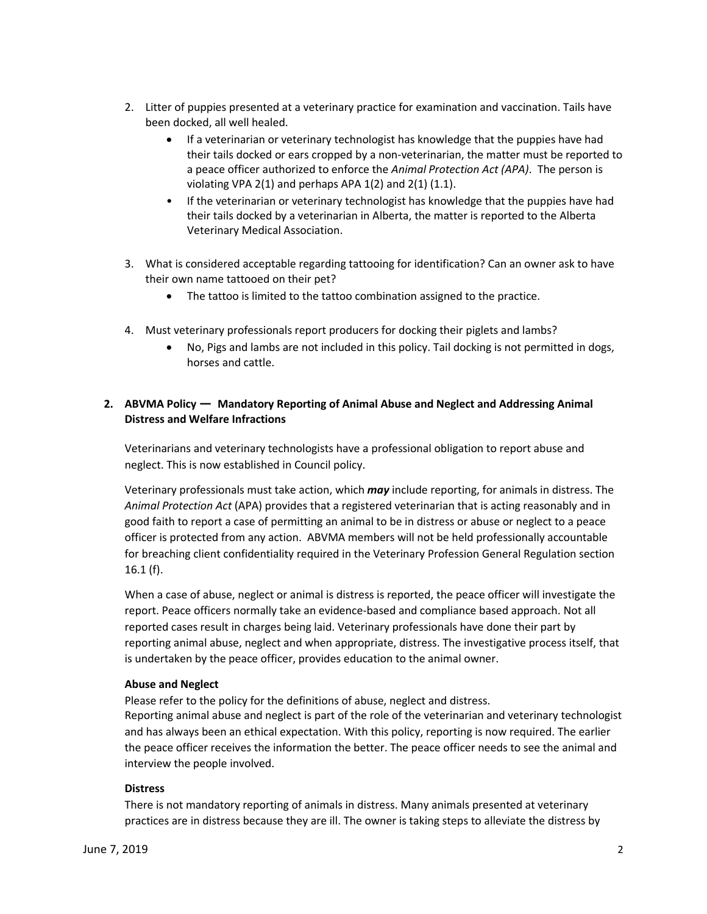2. Litter of puppies presented at a veterinary practice for examination and vaccination. Tails have been docked, all well healed.
    - If a veterinarian or veterinary technologist has knowledge that the puppies have had their tails docked or ears cropped by a non-veterinarian, the matter must be reported to a peace officer authorized to enforce the *Animal Protection Act (APA)*. The person is violating VPA 2(1) and perhaps APA 1(2) and 2(1) (1.1).
    - If the veterinarian or veterinary technologist has knowledge that the puppies have had their tails docked by a veterinarian in Alberta, the matter is reported to the Alberta Veterinary Medical Association.

3. What is considered acceptable regarding tattooing for identification? Can an owner ask to have their own name tattooed on their pet?
    - The tattoo is limited to the tattoo combination assigned to the practice.

4. Must veterinary professionals report producers for docking their piglets and lambs?
    - No, Pigs and lambs are not included in this policy. Tail docking is not permitted in dogs, horses and cattle.

## 2. ABVMA Policy — Mandatory Reporting of Animal Abuse and Neglect and Addressing Animal Distress and Welfare Infractions

Veterinarians and veterinary technologists have a professional obligation to report abuse and neglect. This is now established in Council policy.

Veterinary professionals must take action, which ***may*** include reporting, for animals in distress. The *Animal Protection Act* (APA) provides that a registered veterinarian that is acting reasonably and in good faith to report a case of permitting an animal to be in distress or abuse or neglect to a peace officer is protected from any action. ABVMA members will not be held professionally accountable for breaching client confidentiality required in the Veterinary Profession General Regulation section 16.1 (f).

When a case of abuse, neglect or animal is distress is reported, the peace officer will investigate the report. Peace officers normally take an evidence-based and compliance based approach. Not all reported cases result in charges being laid. Veterinary professionals have done their part by reporting animal abuse, neglect and when appropriate, distress. The investigative process itself, that is undertaken by the peace officer, provides education to the animal owner.

### Abuse and Neglect

Please refer to the policy for the definitions of abuse, neglect and distress.
Reporting animal abuse and neglect is part of the role of the veterinarian and veterinary technologist and has always been an ethical expectation. With this policy, reporting is now required. The earlier the peace officer receives the information the better. The peace officer needs to see the animal and interview the people involved.

### Distress

There is not mandatory reporting of animals in distress. Many animals presented at veterinary practices are in distress because they are ill. The owner is taking steps to alleviate the distress by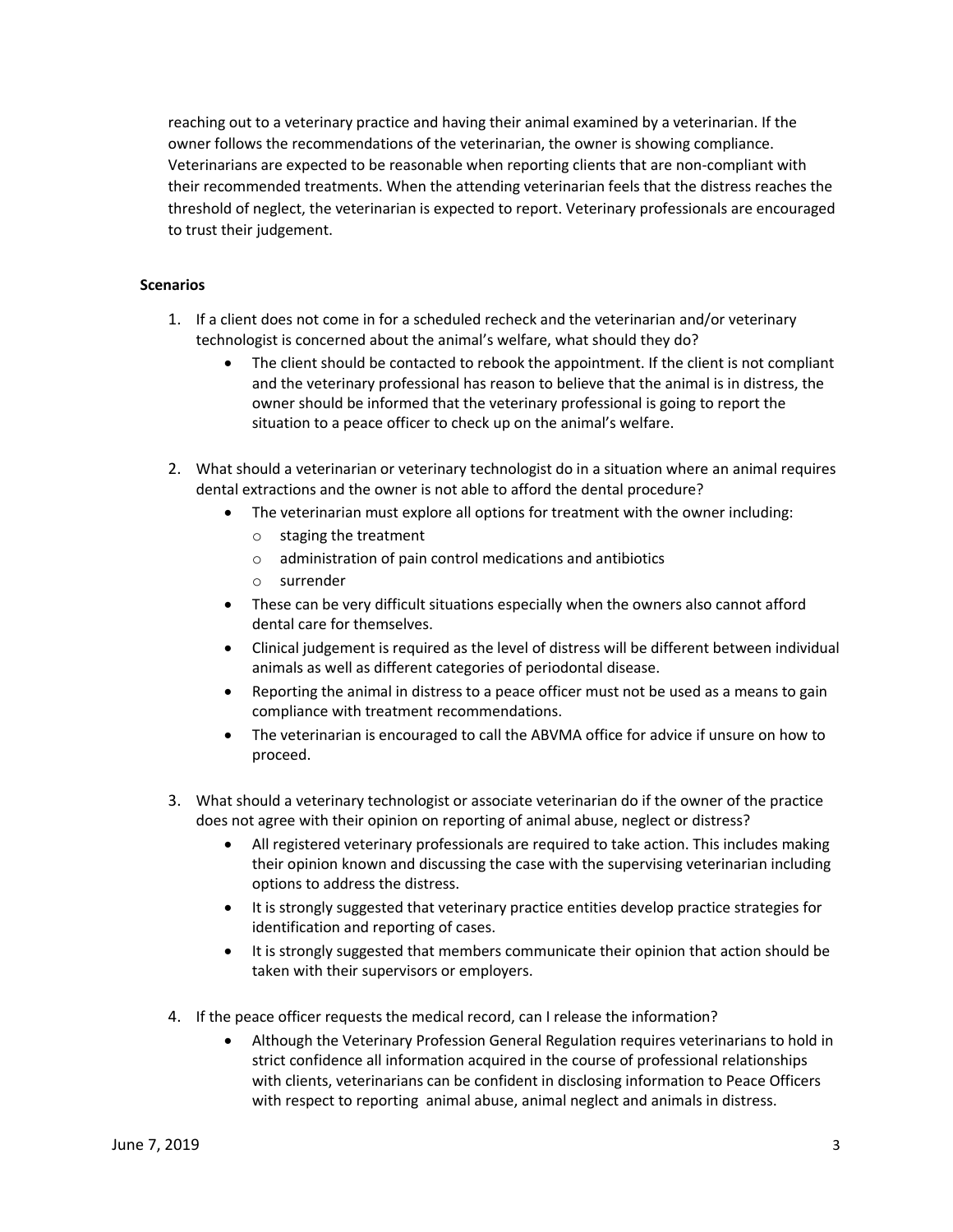reaching out to a veterinary practice and having their animal examined by a veterinarian. If the owner follows the recommendations of the veterinarian, the owner is showing compliance. Veterinarians are expected to be reasonable when reporting clients that are non-compliant with their recommended treatments. When the attending veterinarian feels that the distress reaches the threshold of neglect, the veterinarian is expected to report. Veterinary professionals are encouraged to trust their judgement.

**Scenarios**

1. If a client does not come in for a scheduled recheck and the veterinarian and/or veterinary technologist is concerned about the animal's welfare, what should they do?
   - The client should be contacted to rebook the appointment. If the client is not compliant and the veterinary professional has reason to believe that the animal is in distress, the owner should be informed that the veterinary professional is going to report the situation to a peace officer to check up on the animal's welfare.

2. What should a veterinarian or veterinary technologist do in a situation where an animal requires dental extractions and the owner is not able to afford the dental procedure?
   - The veterinarian must explore all options for treatment with the owner including:
     - staging the treatment
     - administration of pain control medications and antibiotics
     - surrender
   - These can be very difficult situations especially when the owners also cannot afford dental care for themselves.
   - Clinical judgement is required as the level of distress will be different between individual animals as well as different categories of periodontal disease.
   - Reporting the animal in distress to a peace officer must not be used as a means to gain compliance with treatment recommendations.
   - The veterinarian is encouraged to call the ABVMA office for advice if unsure on how to proceed.

3. What should a veterinary technologist or associate veterinarian do if the owner of the practice does not agree with their opinion on reporting of animal abuse, neglect or distress?
   - All registered veterinary professionals are required to take action. This includes making their opinion known and discussing the case with the supervising veterinarian including options to address the distress.
   - It is strongly suggested that veterinary practice entities develop practice strategies for identification and reporting of cases.
   - It is strongly suggested that members communicate their opinion that action should be taken with their supervisors or employers.

4. If the peace officer requests the medical record, can I release the information?
   - Although the Veterinary Profession General Regulation requires veterinarians to hold in strict confidence all information acquired in the course of professional relationships with clients, veterinarians can be confident in disclosing information to Peace Officers with respect to reporting animal abuse, animal neglect and animals in distress.

June 7, 2019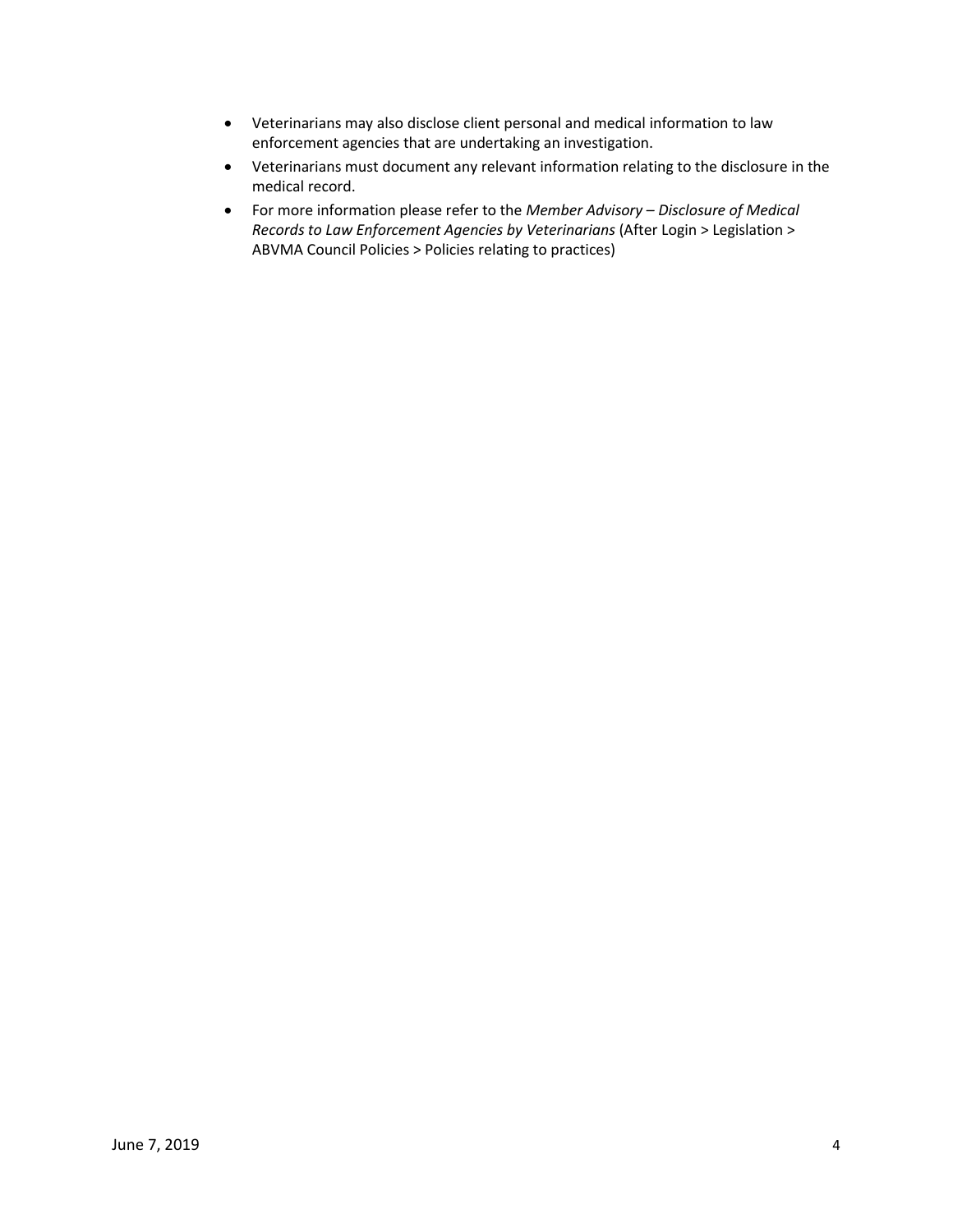- Veterinarians may also disclose client personal and medical information to law enforcement agencies that are undertaking an investigation.
- Veterinarians must document any relevant information relating to the disclosure in the medical record.
- For more information please refer to the *Member Advisory – Disclosure of Medical Records to Law Enforcement Agencies by Veterinarians* (After Login > Legislation > ABVMA Council Policies > Policies relating to practices)